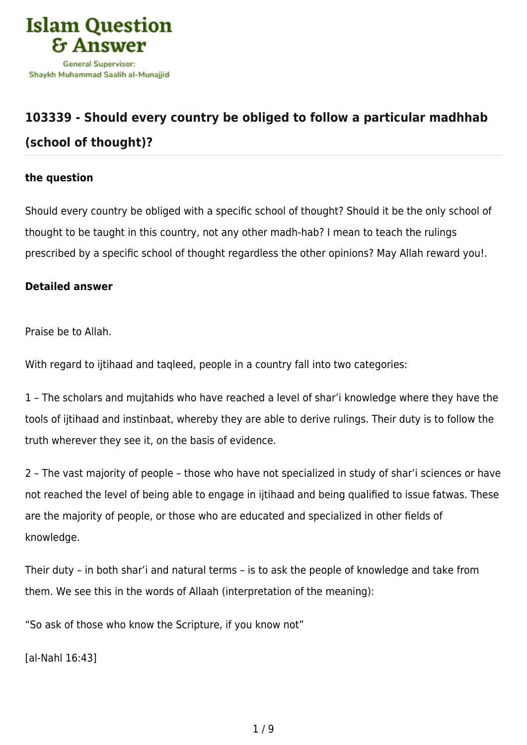# Islam Question & Answer

General Supervisor:
Shaykh Muhammad Saalih al-Munajjid

## 103339 - Should every country be obliged to follow a particular madhhab (school of thought)?

**the question**

Should every country be obliged with a specific school of thought? Should it be the only school of thought to be taught in this country, not any other madh-hab? I mean to teach the rulings prescribed by a specific school of thought regardless the other opinions? May Allah reward you!.

**Detailed answer**

Praise be to Allah.

With regard to ijtihaad and taqleed, people in a country fall into two categories:

1 – The scholars and mujtahids who have reached a level of shar'i knowledge where they have the tools of ijtihaad and instinbaat, whereby they are able to derive rulings. Their duty is to follow the truth wherever they see it, on the basis of evidence.

2 – The vast majority of people – those who have not specialized in study of shar'i sciences or have not reached the level of being able to engage in ijtihaad and being qualified to issue fatwas. These are the majority of people, or those who are educated and specialized in other fields of knowledge.

Their duty – in both shar'i and natural terms – is to ask the people of knowledge and take from them. We see this in the words of Allaah (interpretation of the meaning):

"So ask of those who know the Scripture, if you know not"

[al-Nahl 16:43]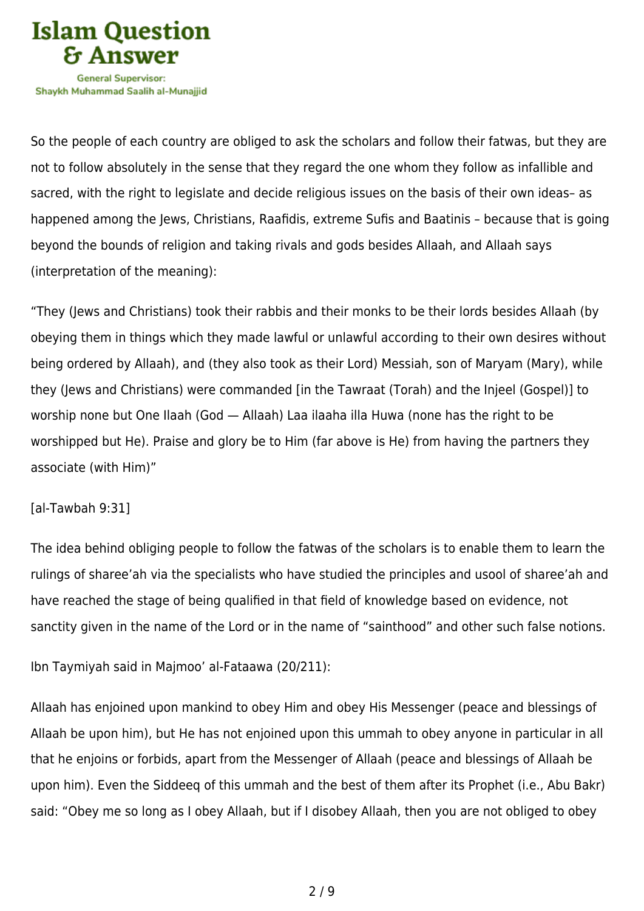So the people of each country are obliged to ask the scholars and follow their fatwas, but they are not to follow absolutely in the sense that they regard the one whom they follow as infallible and sacred, with the right to legislate and decide religious issues on the basis of their own ideas– as happened among the Jews, Christians, Raafidis, extreme Sufis and Baatinis – because that is going beyond the bounds of religion and taking rivals and gods besides Allaah, and Allaah says (interpretation of the meaning):

"They (Jews and Christians) took their rabbis and their monks to be their lords besides Allaah (by obeying them in things which they made lawful or unlawful according to their own desires without being ordered by Allaah), and (they also took as their Lord) Messiah, son of Maryam (Mary), while they (Jews and Christians) were commanded [in the Tawraat (Torah) and the Injeel (Gospel)] to worship none but One Ilaah (God — Allaah) Laa ilaaha illa Huwa (none has the right to be worshipped but He). Praise and glory be to Him (far above is He) from having the partners they associate (with Him)"

[al-Tawbah 9:31]

The idea behind obliging people to follow the fatwas of the scholars is to enable them to learn the rulings of sharee'ah via the specialists who have studied the principles and usool of sharee'ah and have reached the stage of being qualified in that field of knowledge based on evidence, not sanctity given in the name of the Lord or in the name of "sainthood" and other such false notions.

Ibn Taymiyah said in Majmoo' al-Fataawa (20/211):

Allaah has enjoined upon mankind to obey Him and obey His Messenger (peace and blessings of Allaah be upon him), but He has not enjoined upon this ummah to obey anyone in particular in all that he enjoins or forbids, apart from the Messenger of Allaah (peace and blessings of Allaah be upon him). Even the Siddeeq of this ummah and the best of them after its Prophet (i.e., Abu Bakr) said: "Obey me so long as I obey Allaah, but if I disobey Allaah, then you are not obliged to obey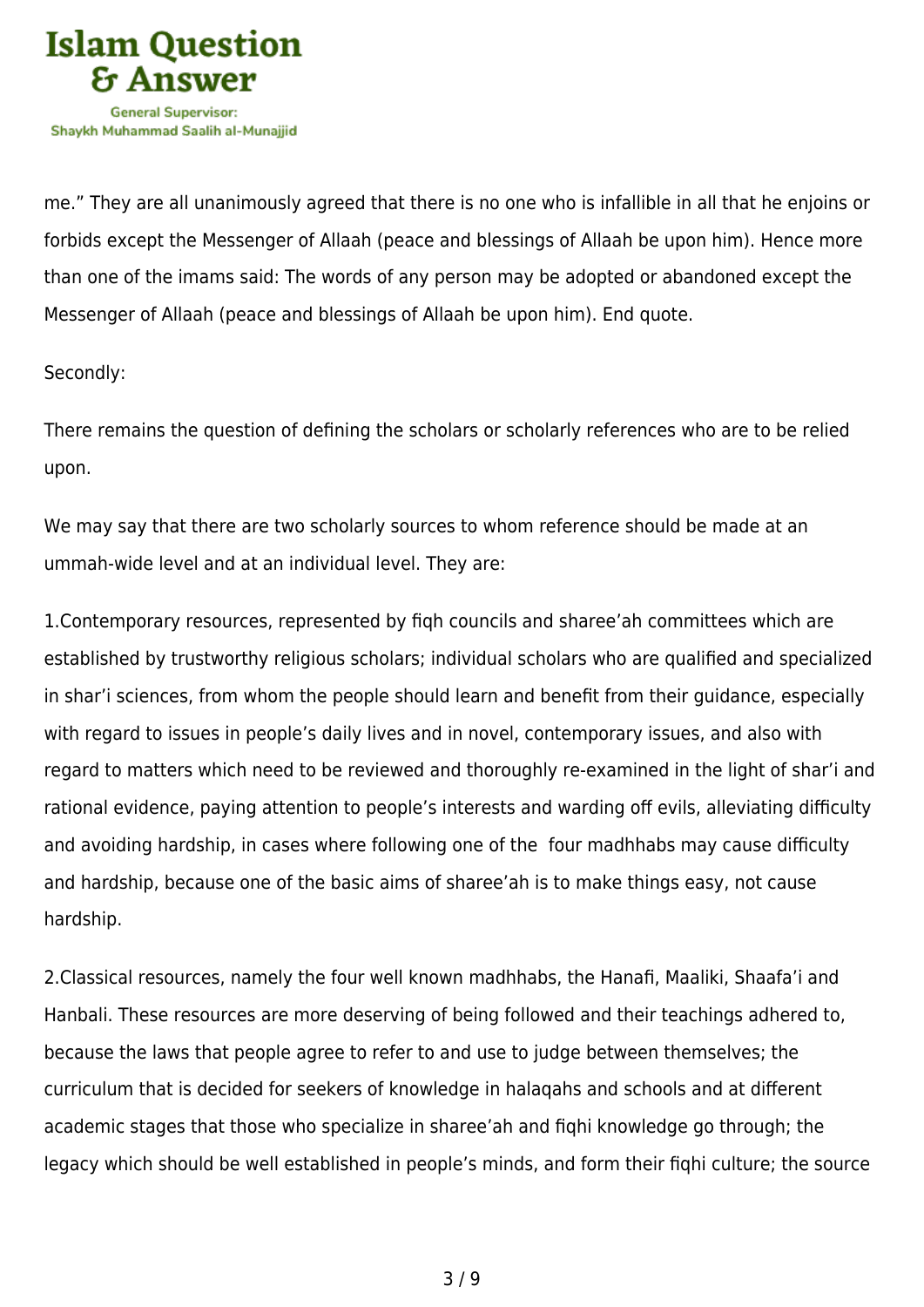me." They are all unanimously agreed that there is no one who is infallible in all that he enjoins or forbids except the Messenger of Allaah (peace and blessings of Allaah be upon him). Hence more than one of the imams said: The words of any person may be adopted or abandoned except the Messenger of Allaah (peace and blessings of Allaah be upon him). End quote.

Secondly:

There remains the question of defining the scholars or scholarly references who are to be relied upon.

We may say that there are two scholarly sources to whom reference should be made at an ummah-wide level and at an individual level. They are:

1.Contemporary resources, represented by fiqh councils and sharee'ah committees which are established by trustworthy religious scholars; individual scholars who are qualified and specialized in shar'i sciences, from whom the people should learn and benefit from their guidance, especially with regard to issues in people's daily lives and in novel, contemporary issues, and also with regard to matters which need to be reviewed and thoroughly re-examined in the light of shar'i and rational evidence, paying attention to people's interests and warding off evils, alleviating difficulty and avoiding hardship, in cases where following one of the four madhhabs may cause difficulty and hardship, because one of the basic aims of sharee'ah is to make things easy, not cause hardship.

2.Classical resources, namely the four well known madhhabs, the Hanafi, Maaliki, Shaafa'i and Hanbali. These resources are more deserving of being followed and their teachings adhered to, because the laws that people agree to refer to and use to judge between themselves; the curriculum that is decided for seekers of knowledge in halaqahs and schools and at different academic stages that those who specialize in sharee'ah and fiqhi knowledge go through; the legacy which should be well established in people's minds, and form their fiqhi culture; the source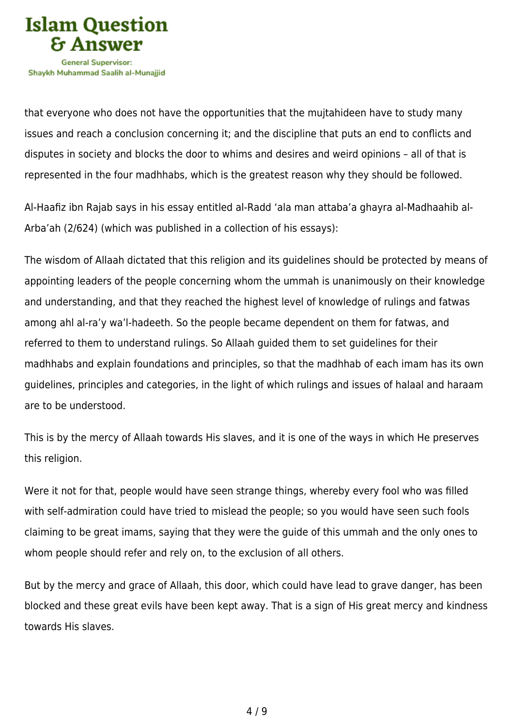that everyone who does not have the opportunities that the mujtahideen have to study many issues and reach a conclusion concerning it; and the discipline that puts an end to conflicts and disputes in society and blocks the door to whims and desires and weird opinions – all of that is represented in the four madhhabs, which is the greatest reason why they should be followed.

Al-Haafiz ibn Rajab says in his essay entitled al-Radd 'ala man attaba'a ghayra al-Madhaahib al-Arba'ah (2/624) (which was published in a collection of his essays):

The wisdom of Allaah dictated that this religion and its guidelines should be protected by means of appointing leaders of the people concerning whom the ummah is unanimously on their knowledge and understanding, and that they reached the highest level of knowledge of rulings and fatwas among ahl al-ra'y wa'l-hadeeth. So the people became dependent on them for fatwas, and referred to them to understand rulings. So Allaah guided them to set guidelines for their madhhabs and explain foundations and principles, so that the madhhab of each imam has its own guidelines, principles and categories, in the light of which rulings and issues of halaal and haraam are to be understood.

This is by the mercy of Allaah towards His slaves, and it is one of the ways in which He preserves this religion.

Were it not for that, people would have seen strange things, whereby every fool who was filled with self-admiration could have tried to mislead the people; so you would have seen such fools claiming to be great imams, saying that they were the guide of this ummah and the only ones to whom people should refer and rely on, to the exclusion of all others.

But by the mercy and grace of Allaah, this door, which could have lead to grave danger, has been blocked and these great evils have been kept away. That is a sign of His great mercy and kindness towards His slaves.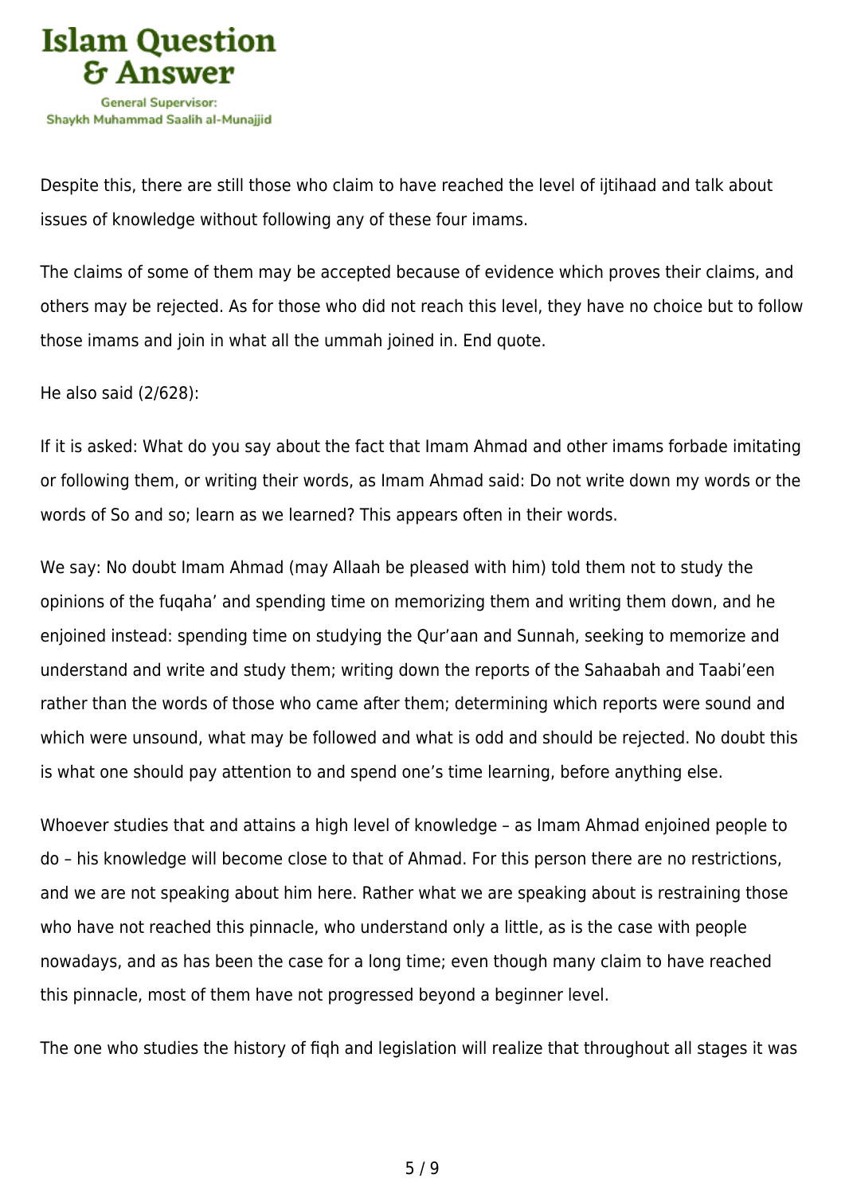Despite this, there are still those who claim to have reached the level of ijtihaad and talk about issues of knowledge without following any of these four imams.

The claims of some of them may be accepted because of evidence which proves their claims, and others may be rejected. As for those who did not reach this level, they have no choice but to follow those imams and join in what all the ummah joined in. End quote.

He also said (2/628):

If it is asked: What do you say about the fact that Imam Ahmad and other imams forbade imitating or following them, or writing their words, as Imam Ahmad said: Do not write down my words or the words of So and so; learn as we learned? This appears often in their words.

We say: No doubt Imam Ahmad (may Allaah be pleased with him) told them not to study the opinions of the fuqaha' and spending time on memorizing them and writing them down, and he enjoined instead: spending time on studying the Qur'aan and Sunnah, seeking to memorize and understand and write and study them; writing down the reports of the Sahaabah and Taabi'een rather than the words of those who came after them; determining which reports were sound and which were unsound, what may be followed and what is odd and should be rejected. No doubt this is what one should pay attention to and spend one's time learning, before anything else.

Whoever studies that and attains a high level of knowledge – as Imam Ahmad enjoined people to do – his knowledge will become close to that of Ahmad. For this person there are no restrictions, and we are not speaking about him here. Rather what we are speaking about is restraining those who have not reached this pinnacle, who understand only a little, as is the case with people nowadays, and as has been the case for a long time; even though many claim to have reached this pinnacle, most of them have not progressed beyond a beginner level.

The one who studies the history of fiqh and legislation will realize that throughout all stages it was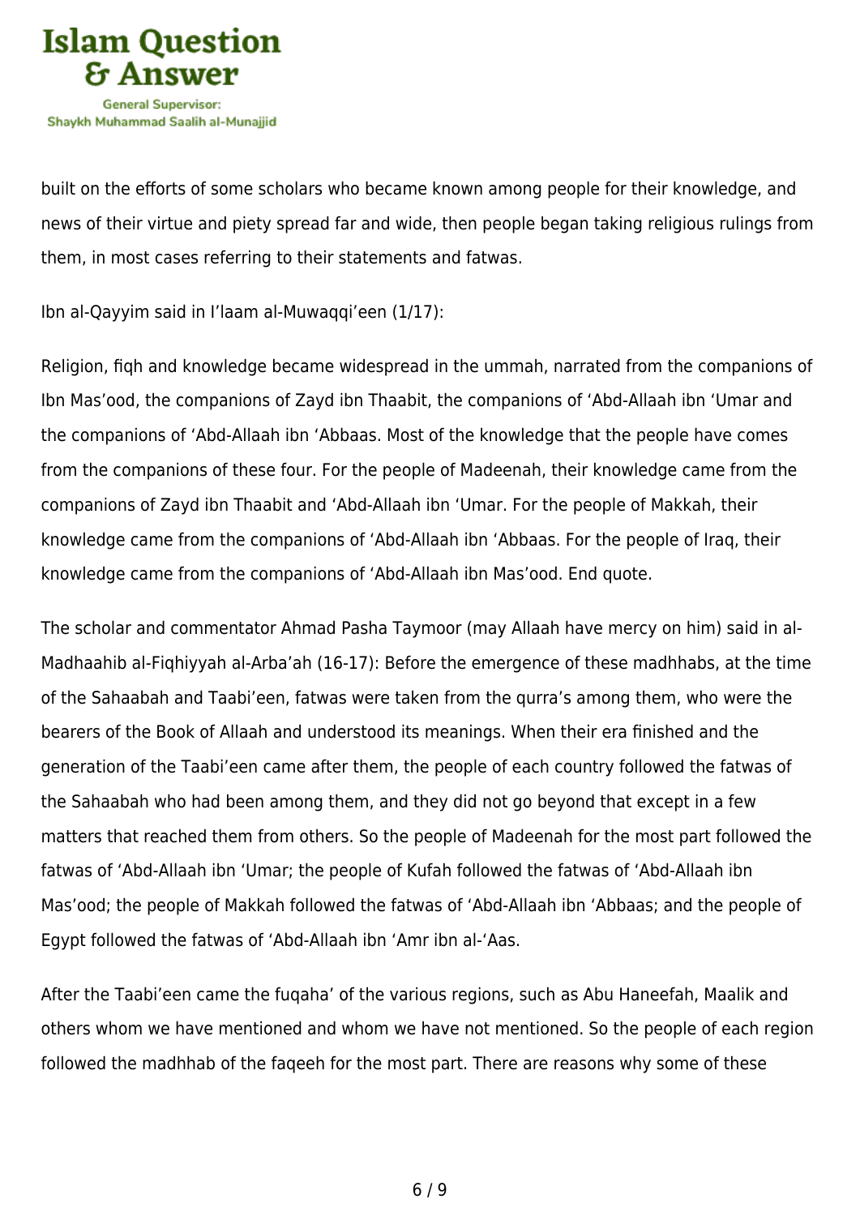built on the efforts of some scholars who became known among people for their knowledge, and news of their virtue and piety spread far and wide, then people began taking religious rulings from them, in most cases referring to their statements and fatwas.

Ibn al-Qayyim said in I'laam al-Muwaqqi'een (1/17):

Religion, fiqh and knowledge became widespread in the ummah, narrated from the companions of Ibn Mas'ood, the companions of Zayd ibn Thaabit, the companions of 'Abd-Allaah ibn 'Umar and the companions of 'Abd-Allaah ibn 'Abbaas. Most of the knowledge that the people have comes from the companions of these four. For the people of Madeenah, their knowledge came from the companions of Zayd ibn Thaabit and 'Abd-Allaah ibn 'Umar. For the people of Makkah, their knowledge came from the companions of 'Abd-Allaah ibn 'Abbaas. For the people of Iraq, their knowledge came from the companions of 'Abd-Allaah ibn Mas'ood. End quote.

The scholar and commentator Ahmad Pasha Taymoor (may Allaah have mercy on him) said in al-Madhaahib al-Fiqhiyyah al-Arba'ah (16-17): Before the emergence of these madhhabs, at the time of the Sahaabah and Taabi'een, fatwas were taken from the qurra's among them, who were the bearers of the Book of Allaah and understood its meanings. When their era finished and the generation of the Taabi'een came after them, the people of each country followed the fatwas of the Sahaabah who had been among them, and they did not go beyond that except in a few matters that reached them from others. So the people of Madeenah for the most part followed the fatwas of 'Abd-Allaah ibn 'Umar; the people of Kufah followed the fatwas of 'Abd-Allaah ibn Mas'ood; the people of Makkah followed the fatwas of 'Abd-Allaah ibn 'Abbaas; and the people of Egypt followed the fatwas of 'Abd-Allaah ibn 'Amr ibn al-'Aas.

After the Taabi'een came the fuqaha' of the various regions, such as Abu Haneefah, Maalik and others whom we have mentioned and whom we have not mentioned. So the people of each region followed the madhhab of the faqeeh for the most part. There are reasons why some of these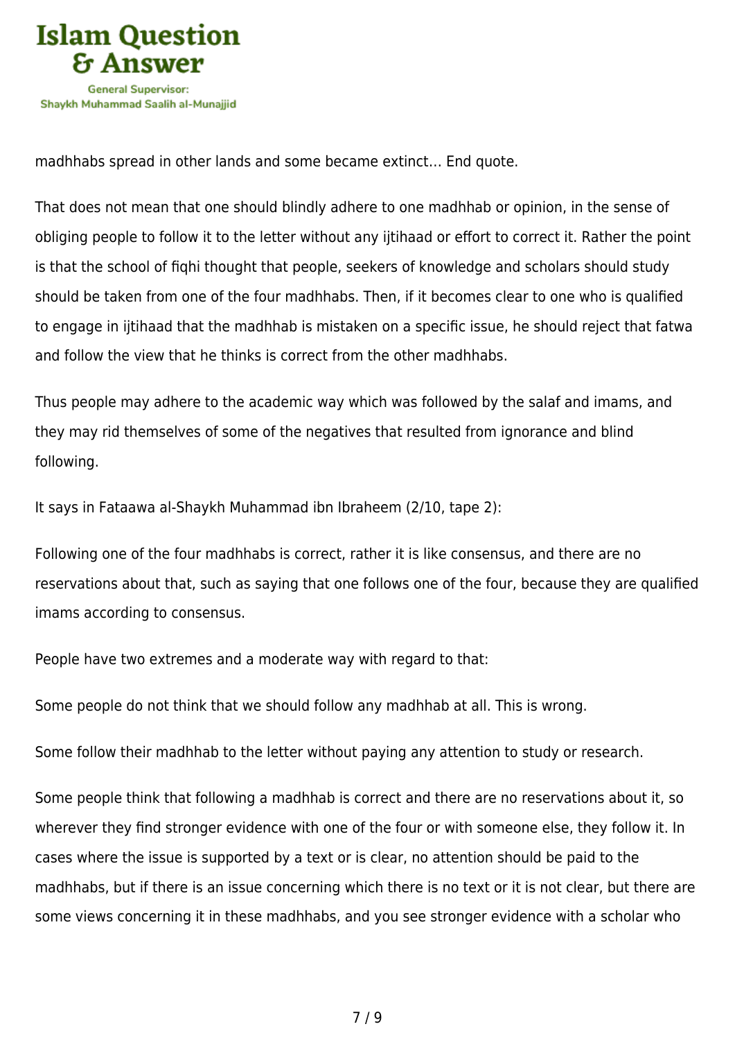madhhabs spread in other lands and some became extinct… End quote.

That does not mean that one should blindly adhere to one madhhab or opinion, in the sense of obliging people to follow it to the letter without any ijtihaad or effort to correct it. Rather the point is that the school of fiqhi thought that people, seekers of knowledge and scholars should study should be taken from one of the four madhhabs. Then, if it becomes clear to one who is qualified to engage in ijtihaad that the madhhab is mistaken on a specific issue, he should reject that fatwa and follow the view that he thinks is correct from the other madhhabs.

Thus people may adhere to the academic way which was followed by the salaf and imams, and they may rid themselves of some of the negatives that resulted from ignorance and blind following.

It says in Fataawa al-Shaykh Muhammad ibn Ibraheem (2/10, tape 2):

Following one of the four madhhabs is correct, rather it is like consensus, and there are no reservations about that, such as saying that one follows one of the four, because they are qualified imams according to consensus.

People have two extremes and a moderate way with regard to that:

Some people do not think that we should follow any madhhab at all. This is wrong.

Some follow their madhhab to the letter without paying any attention to study or research.

Some people think that following a madhhab is correct and there are no reservations about it, so wherever they find stronger evidence with one of the four or with someone else, they follow it. In cases where the issue is supported by a text or is clear, no attention should be paid to the madhhabs, but if there is an issue concerning which there is no text or it is not clear, but there are some views concerning it in these madhhabs, and you see stronger evidence with a scholar who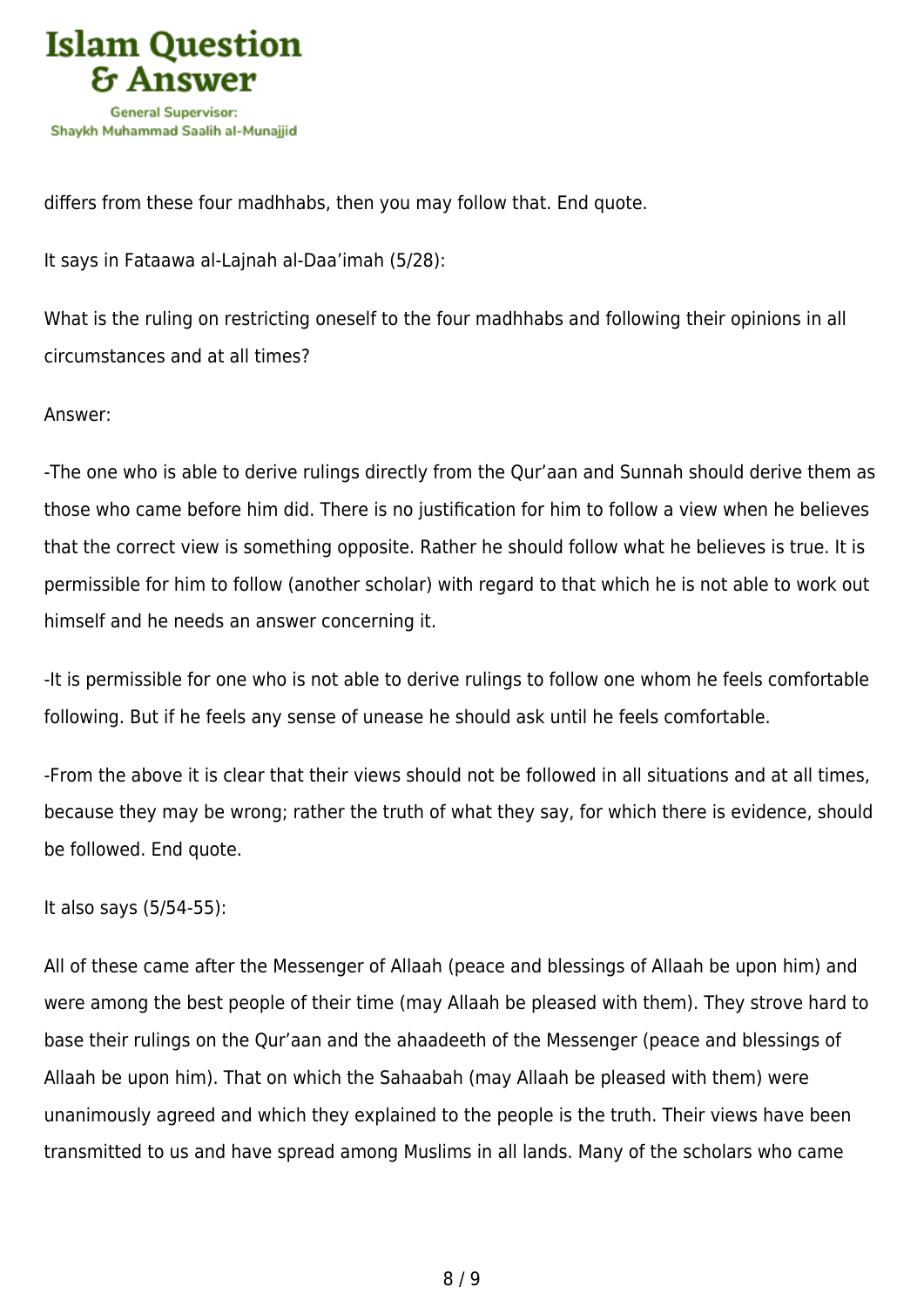differs from these four madhhabs, then you may follow that. End quote.

It says in Fataawa al-Lajnah al-Daa'imah (5/28):

What is the ruling on restricting oneself to the four madhhabs and following their opinions in all circumstances and at all times?

Answer:

-The one who is able to derive rulings directly from the Qur'aan and Sunnah should derive them as those who came before him did. There is no justification for him to follow a view when he believes that the correct view is something opposite. Rather he should follow what he believes is true. It is permissible for him to follow (another scholar) with regard to that which he is not able to work out himself and he needs an answer concerning it.

-It is permissible for one who is not able to derive rulings to follow one whom he feels comfortable following. But if he feels any sense of unease he should ask until he feels comfortable.

-From the above it is clear that their views should not be followed in all situations and at all times, because they may be wrong; rather the truth of what they say, for which there is evidence, should be followed. End quote.

It also says (5/54-55):

All of these came after the Messenger of Allaah (peace and blessings of Allaah be upon him) and were among the best people of their time (may Allaah be pleased with them). They strove hard to base their rulings on the Qur'aan and the ahaadeeth of the Messenger (peace and blessings of Allaah be upon him). That on which the Sahaabah (may Allaah be pleased with them) were unanimously agreed and which they explained to the people is the truth. Their views have been transmitted to us and have spread among Muslims in all lands. Many of the scholars who came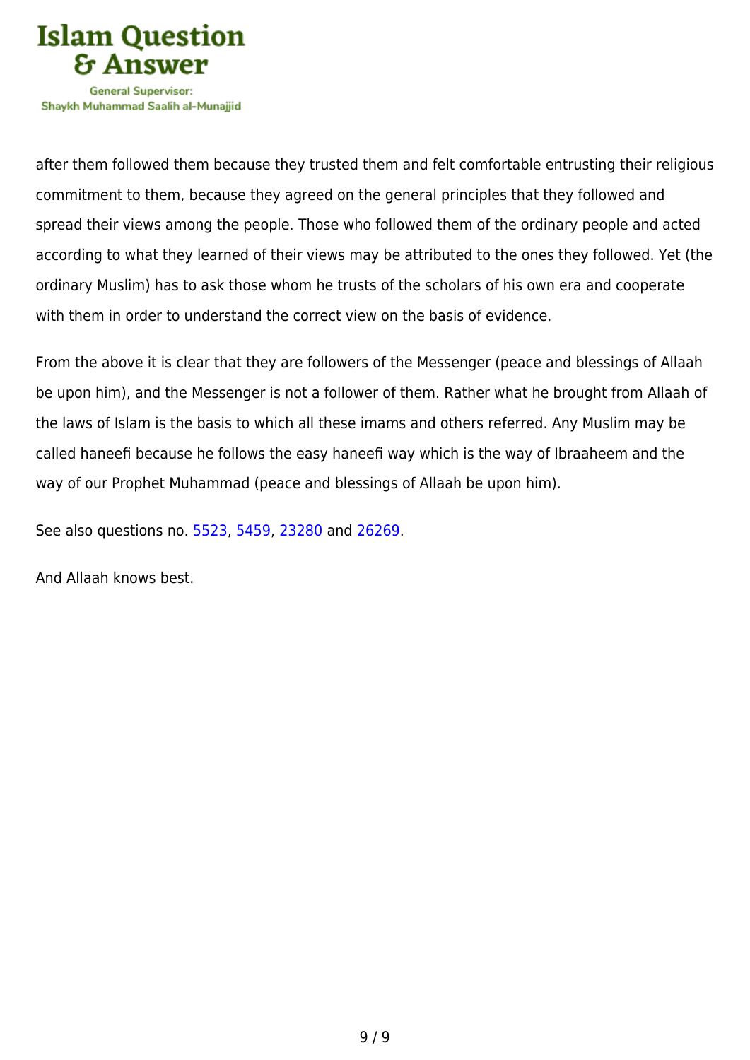after them followed them because they trusted them and felt comfortable entrusting their religious commitment to them, because they agreed on the general principles that they followed and spread their views among the people. Those who followed them of the ordinary people and acted according to what they learned of their views may be attributed to the ones they followed. Yet (the ordinary Muslim) has to ask those whom he trusts of the scholars of his own era and cooperate with them in order to understand the correct view on the basis of evidence.

From the above it is clear that they are followers of the Messenger (peace and blessings of Allaah be upon him), and the Messenger is not a follower of them. Rather what he brought from Allaah of the laws of Islam is the basis to which all these imams and others referred. Any Muslim may be called haneefi because he follows the easy haneefi way which is the way of Ibraaheem and the way of our Prophet Muhammad (peace and blessings of Allaah be upon him).

See also questions no. 5523, 5459, 23280 and 26269.

And Allaah knows best.